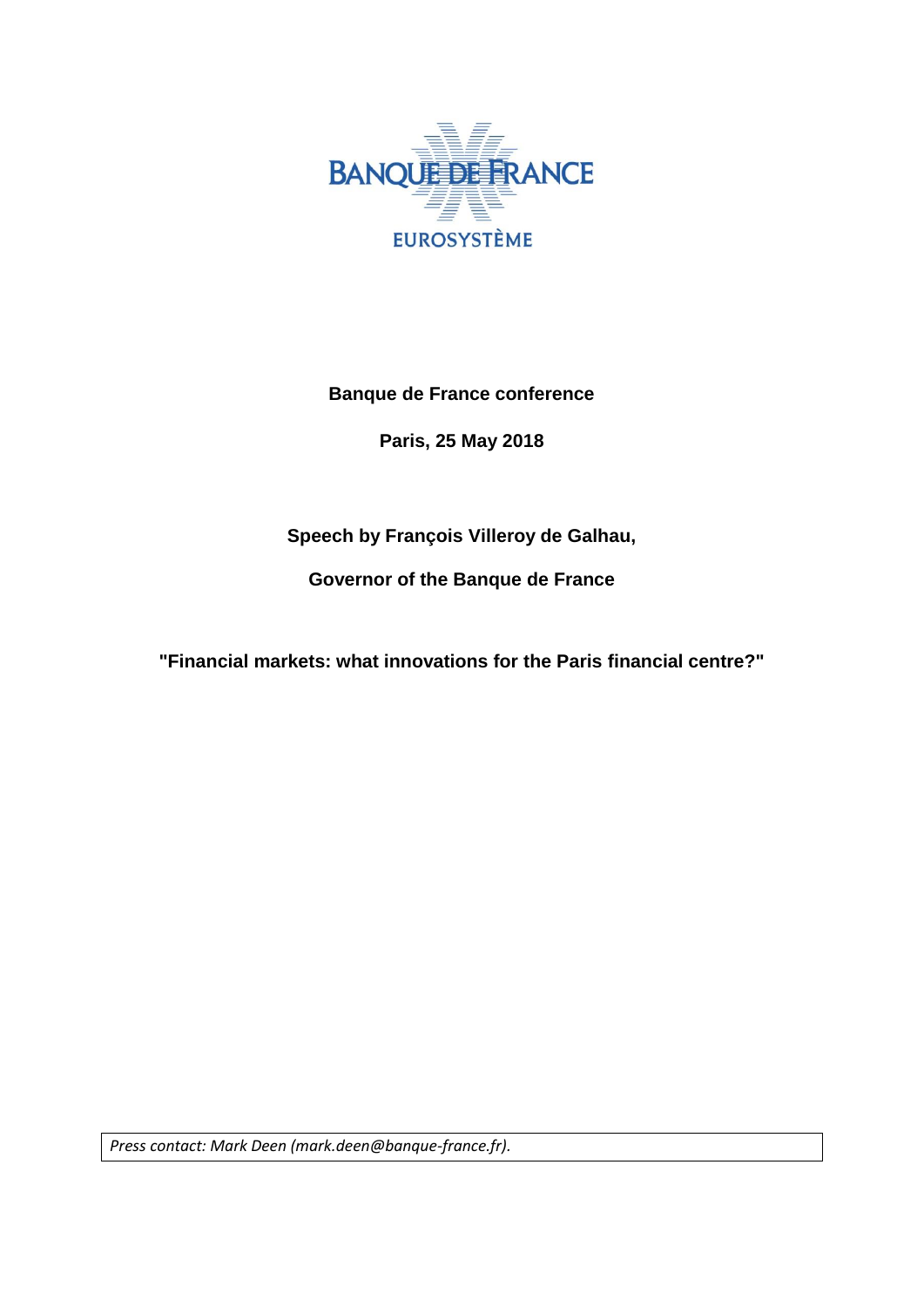BANQUE DE FRANCE

EUROSYSTÈME

**Banque de France conference**

**Paris, 25 May 2018**

**Speech by François Villeroy de Galhau,**

**Governor of the Banque de France**

**"Financial markets: what innovations for the Paris financial centre?"**

*Press contact: Mark Deen (mark.deen@banque-france.fr).*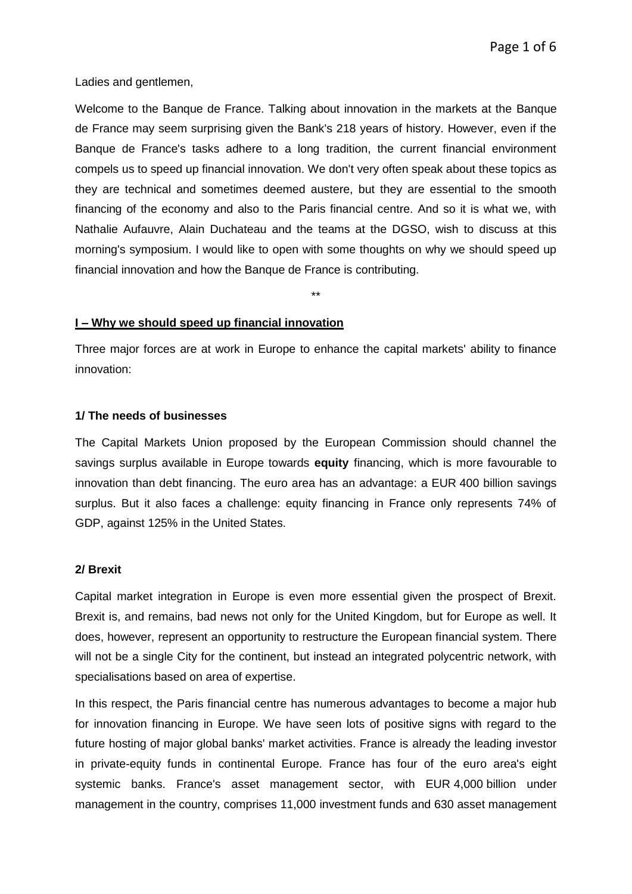Ladies and gentlemen,

Welcome to the Banque de France. Talking about innovation in the markets at the Banque de France may seem surprising given the Bank's 218 years of history. However, even if the Banque de France's tasks adhere to a long tradition, the current financial environment compels us to speed up financial innovation. We don't very often speak about these topics as they are technical and sometimes deemed austere, but they are essential to the smooth financing of the economy and also to the Paris financial centre. And so it is what we, with Nathalie Aufauvre, Alain Duchateau and the teams at the DGSO, wish to discuss at this morning's symposium. I would like to open with some thoughts on why we should speed up financial innovation and how the Banque de France is contributing.

**

## I – Why we should speed up financial innovation

Three major forces are at work in Europe to enhance the capital markets' ability to finance innovation:

### 1/ The needs of businesses

The Capital Markets Union proposed by the European Commission should channel the savings surplus available in Europe towards **equity** financing, which is more favourable to innovation than debt financing. The euro area has an advantage: a EUR 400 billion savings surplus. But it also faces a challenge: equity financing in France only represents 74% of GDP, against 125% in the United States.

### 2/ Brexit

Capital market integration in Europe is even more essential given the prospect of Brexit. Brexit is, and remains, bad news not only for the United Kingdom, but for Europe as well. It does, however, represent an opportunity to restructure the European financial system. There will not be a single City for the continent, but instead an integrated polycentric network, with specialisations based on area of expertise.

In this respect, the Paris financial centre has numerous advantages to become a major hub for innovation financing in Europe. We have seen lots of positive signs with regard to the future hosting of major global banks' market activities. France is already the leading investor in private-equity funds in continental Europe. France has four of the euro area's eight systemic banks. France's asset management sector, with EUR 4,000 billion under management in the country, comprises 11,000 investment funds and 630 asset management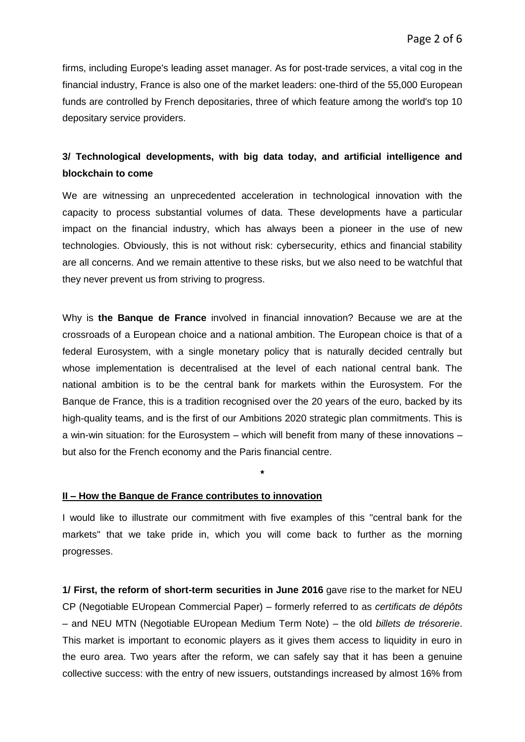firms, including Europe's leading asset manager. As for post-trade services, a vital cog in the financial industry, France is also one of the market leaders: one-third of the 55,000 European funds are controlled by French depositaries, three of which feature among the world's top 10 depositary service providers.

### 3/ Technological developments, with big data today, and artificial intelligence and blockchain to come

We are witnessing an unprecedented acceleration in technological innovation with the capacity to process substantial volumes of data. These developments have a particular impact on the financial industry, which has always been a pioneer in the use of new technologies. Obviously, this is not without risk: cybersecurity, ethics and financial stability are all concerns. And we remain attentive to these risks, but we also need to be watchful that they never prevent us from striving to progress.

Why is **the Banque de France** involved in financial innovation? Because we are at the crossroads of a European choice and a national ambition. The European choice is that of a federal Eurosystem, with a single monetary policy that is naturally decided centrally but whose implementation is decentralised at the level of each national central bank. The national ambition is to be the central bank for markets within the Eurosystem. For the Banque de France, this is a tradition recognised over the 20 years of the euro, backed by its high-quality teams, and is the first of our Ambitions 2020 strategic plan commitments. This is a win-win situation: for the Eurosystem – which will benefit from many of these innovations – but also for the French economy and the Paris financial centre.

*

## II – How the Banque de France contributes to innovation

I would like to illustrate our commitment with five examples of this "central bank for the markets" that we take pride in, which you will come back to further as the morning progresses.

**1/ First, the reform of short-term securities in June 2016** gave rise to the market for NEU CP (Negotiable EUropean Commercial Paper) – formerly referred to as *certificats de dépôts* – and NEU MTN (Negotiable EUropean Medium Term Note) – the old *billets de trésorerie*. This market is important to economic players as it gives them access to liquidity in euro in the euro area. Two years after the reform, we can safely say that it has been a genuine collective success: with the entry of new issuers, outstandings increased by almost 16% from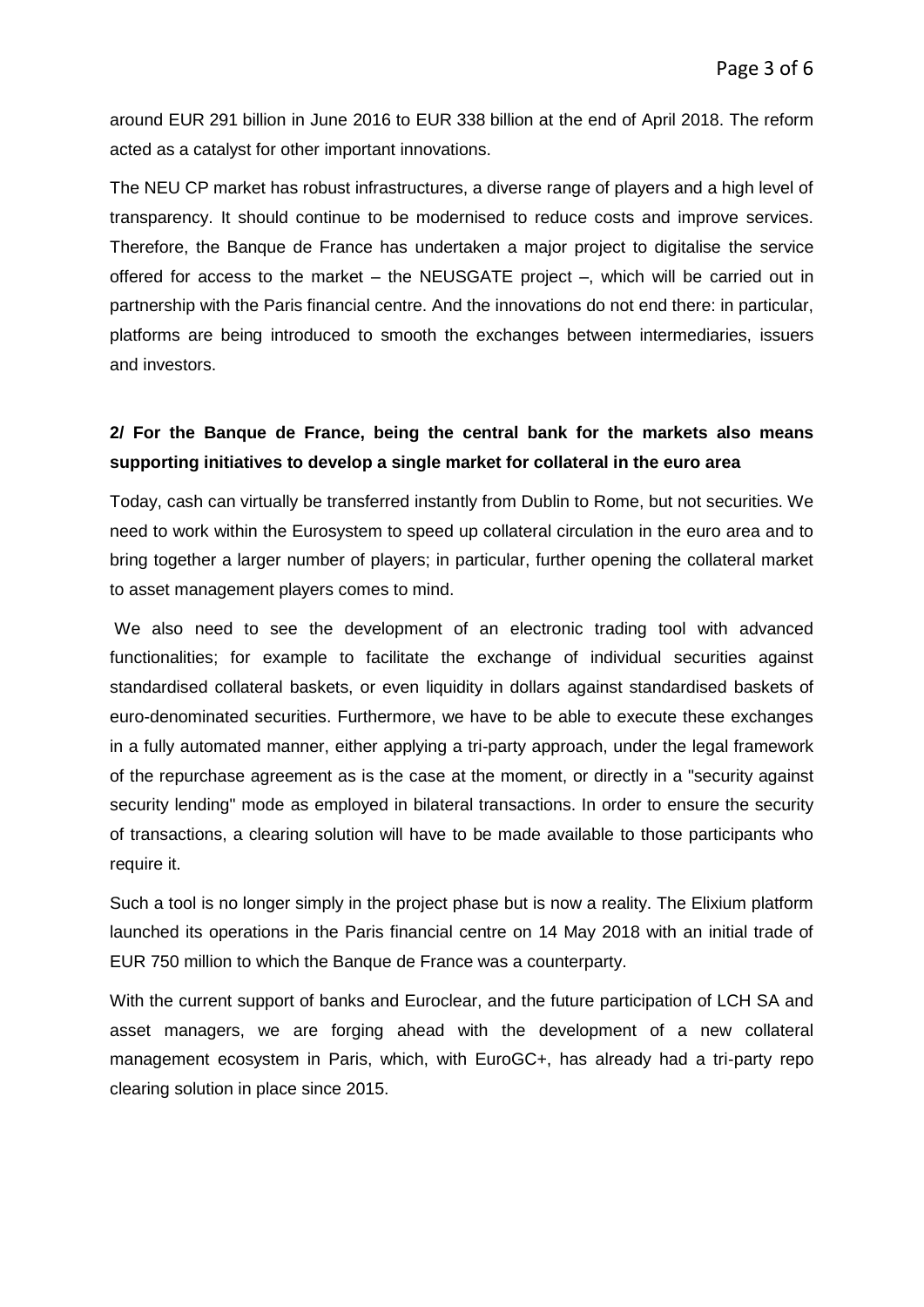around EUR 291 billion in June 2016 to EUR 338 billion at the end of April 2018. The reform acted as a catalyst for other important innovations.

The NEU CP market has robust infrastructures, a diverse range of players and a high level of transparency. It should continue to be modernised to reduce costs and improve services. Therefore, the Banque de France has undertaken a major project to digitalise the service offered for access to the market – the NEUSGATE project –, which will be carried out in partnership with the Paris financial centre. And the innovations do not end there: in particular, platforms are being introduced to smooth the exchanges between intermediaries, issuers and investors.

## 2/ For the Banque de France, being the central bank for the markets also means supporting initiatives to develop a single market for collateral in the euro area

Today, cash can virtually be transferred instantly from Dublin to Rome, but not securities. We need to work within the Eurosystem to speed up collateral circulation in the euro area and to bring together a larger number of players; in particular, further opening the collateral market to asset management players comes to mind.

We also need to see the development of an electronic trading tool with advanced functionalities; for example to facilitate the exchange of individual securities against standardised collateral baskets, or even liquidity in dollars against standardised baskets of euro-denominated securities. Furthermore, we have to be able to execute these exchanges in a fully automated manner, either applying a tri-party approach, under the legal framework of the repurchase agreement as is the case at the moment, or directly in a "security against security lending" mode as employed in bilateral transactions. In order to ensure the security of transactions, a clearing solution will have to be made available to those participants who require it.

Such a tool is no longer simply in the project phase but is now a reality. The Elixium platform launched its operations in the Paris financial centre on 14 May 2018 with an initial trade of EUR 750 million to which the Banque de France was a counterparty.

With the current support of banks and Euroclear, and the future participation of LCH SA and asset managers, we are forging ahead with the development of a new collateral management ecosystem in Paris, which, with EuroGC+, has already had a tri-party repo clearing solution in place since 2015.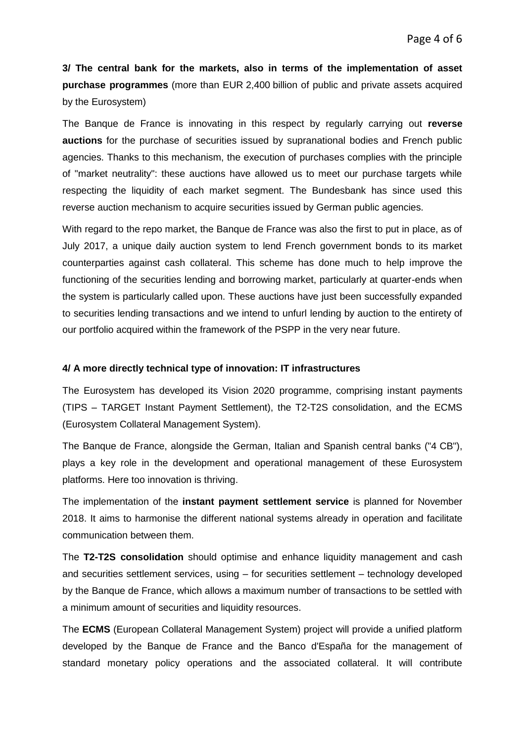**3/ The central bank for the markets, also in terms of the implementation of asset purchase programmes** (more than EUR 2,400 billion of public and private assets acquired by the Eurosystem)

The Banque de France is innovating in this respect by regularly carrying out **reverse auctions** for the purchase of securities issued by supranational bodies and French public agencies. Thanks to this mechanism, the execution of purchases complies with the principle of "market neutrality": these auctions have allowed us to meet our purchase targets while respecting the liquidity of each market segment. The Bundesbank has since used this reverse auction mechanism to acquire securities issued by German public agencies.

With regard to the repo market, the Banque de France was also the first to put in place, as of July 2017, a unique daily auction system to lend French government bonds to its market counterparties against cash collateral. This scheme has done much to help improve the functioning of the securities lending and borrowing market, particularly at quarter-ends when the system is particularly called upon. These auctions have just been successfully expanded to securities lending transactions and we intend to unfurl lending by auction to the entirety of our portfolio acquired within the framework of the PSPP in the very near future.

**4/ A more directly technical type of innovation: IT infrastructures**

The Eurosystem has developed its Vision 2020 programme, comprising instant payments (TIPS – TARGET Instant Payment Settlement), the T2-T2S consolidation, and the ECMS (Eurosystem Collateral Management System).

The Banque de France, alongside the German, Italian and Spanish central banks ("4 CB"), plays a key role in the development and operational management of these Eurosystem platforms. Here too innovation is thriving.

The implementation of the **instant payment settlement service** is planned for November 2018. It aims to harmonise the different national systems already in operation and facilitate communication between them.

The **T2-T2S consolidation** should optimise and enhance liquidity management and cash and securities settlement services, using – for securities settlement – technology developed by the Banque de France, which allows a maximum number of transactions to be settled with a minimum amount of securities and liquidity resources.

The **ECMS** (European Collateral Management System) project will provide a unified platform developed by the Banque de France and the Banco d'España for the management of standard monetary policy operations and the associated collateral. It will contribute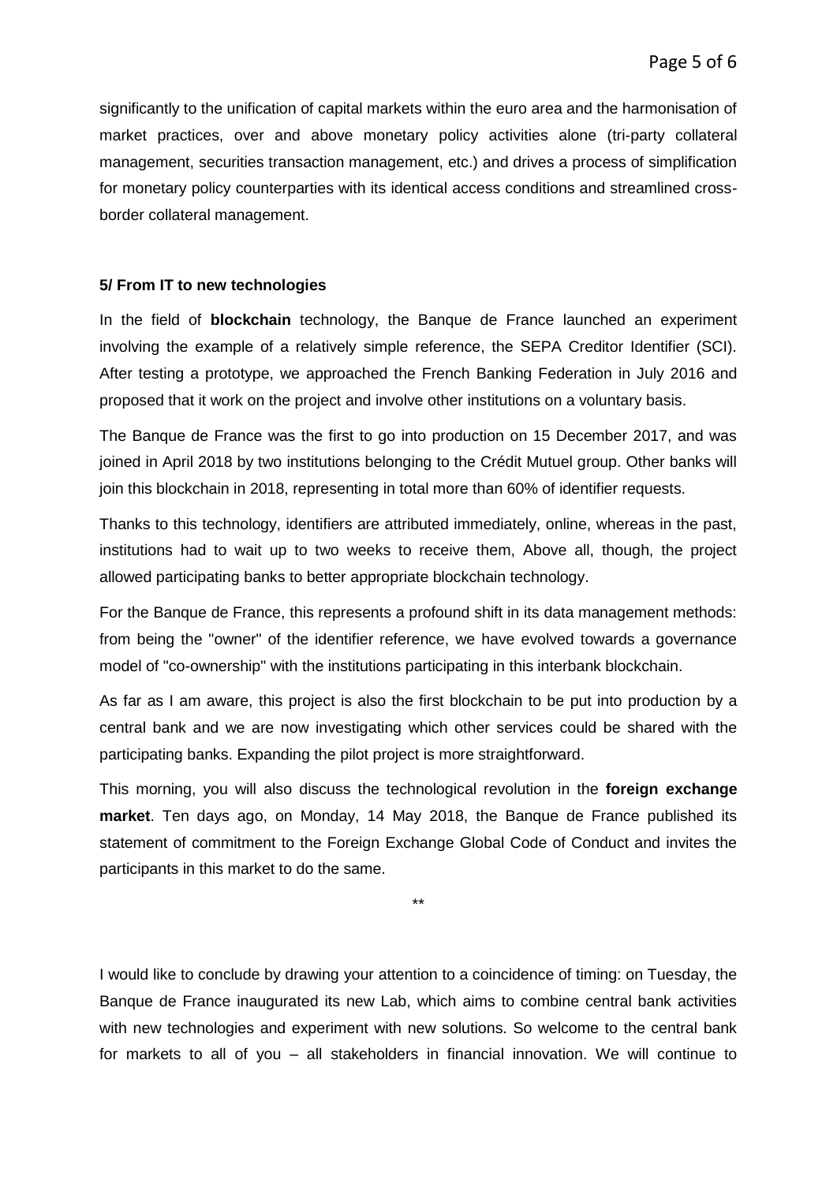significantly to the unification of capital markets within the euro area and the harmonisation of market practices, over and above monetary policy activities alone (tri-party collateral management, securities transaction management, etc.) and drives a process of simplification for monetary policy counterparties with its identical access conditions and streamlined cross-border collateral management.

### 5/ From IT to new technologies

In the field of **blockchain** technology, the Banque de France launched an experiment involving the example of a relatively simple reference, the SEPA Creditor Identifier (SCI). After testing a prototype, we approached the French Banking Federation in July 2016 and proposed that it work on the project and involve other institutions on a voluntary basis.

The Banque de France was the first to go into production on 15 December 2017, and was joined in April 2018 by two institutions belonging to the Crédit Mutuel group. Other banks will join this blockchain in 2018, representing in total more than 60% of identifier requests.

Thanks to this technology, identifiers are attributed immediately, online, whereas in the past, institutions had to wait up to two weeks to receive them, Above all, though, the project allowed participating banks to better appropriate blockchain technology.

For the Banque de France, this represents a profound shift in its data management methods: from being the "owner" of the identifier reference, we have evolved towards a governance model of "co-ownership" with the institutions participating in this interbank blockchain.

As far as I am aware, this project is also the first blockchain to be put into production by a central bank and we are now investigating which other services could be shared with the participating banks. Expanding the pilot project is more straightforward.

This morning, you will also discuss the technological revolution in the **foreign exchange market**. Ten days ago, on Monday, 14 May 2018, the Banque de France published its statement of commitment to the Foreign Exchange Global Code of Conduct and invites the participants in this market to do the same.

**

I would like to conclude by drawing your attention to a coincidence of timing: on Tuesday, the Banque de France inaugurated its new Lab, which aims to combine central bank activities with new technologies and experiment with new solutions. So welcome to the central bank for markets to all of you – all stakeholders in financial innovation. We will continue to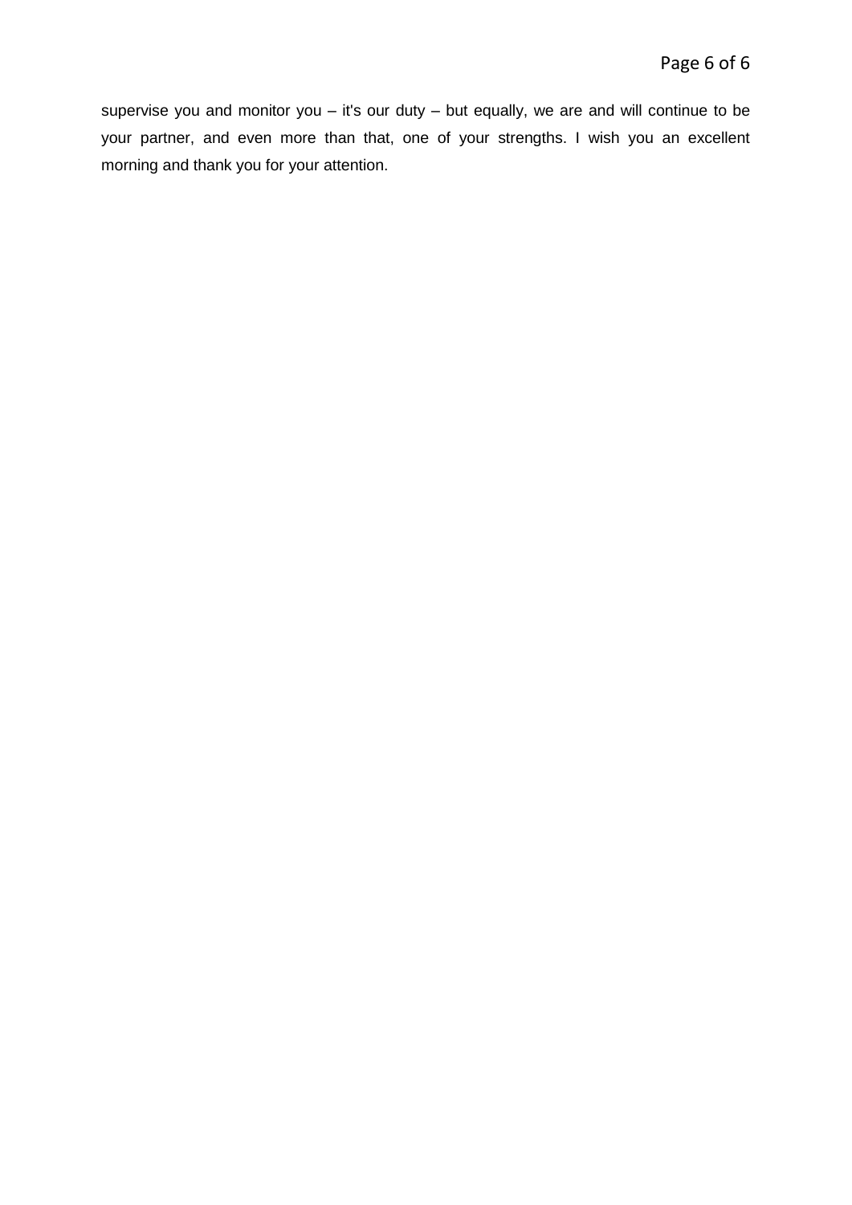supervise you and monitor you – it's our duty – but equally, we are and will continue to be your partner, and even more than that, one of your strengths. I wish you an excellent morning and thank you for your attention.